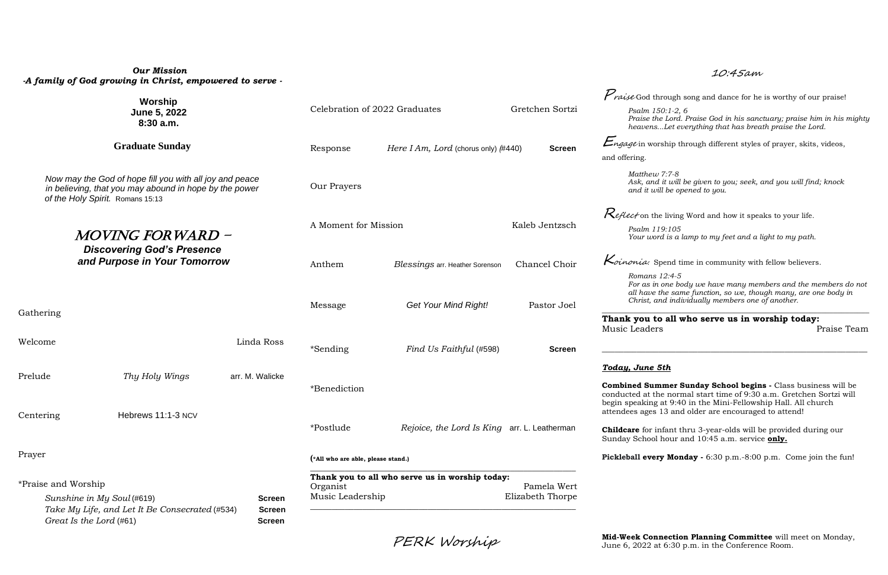***Our Mission***
***-A family of God growing in Christ, empowered to serve -***

**Worship**
**June 5, 2022**
**8:30 a.m.**

**Graduate Sunday**

*Now may the God of hope fill you with all joy and peace in believing, that you may abound in hope by the power of the Holy Spirit.* Romans 15:13

# *MOVING FORWARD –*
## *Discovering God's Presence and Purpose in Your Tomorrow*

Gathering

Welcome — Linda Ross

Prelude — *Thy Holy Wings* — arr. M. Walicke

Centering — Hebrews 11:1-3 NCV

Prayer

*Praise and Worship

- *Sunshine in My Soul* (#619) — **Screen**
- *Take My Life, and Let It Be Consecrated* (#534) — **Screen**
- *Great Is the Lord* (#61) — **Screen**

Celebration of 2022 Graduates — Gretchen Sortzi

Response — *Here I Am, Lord* (chorus only) (#440) — **Screen**

Our Prayers

A Moment for Mission — Kaleb Jentzsch

Anthem — *Blessings* arr. Heather Sorenson — Chancel Choir

Message — *Get Your Mind Right!* — Pastor Joel

*Sending — *Find Us Faithful* (#598) — **Screen**

*Benediction

*Postlude — *Rejoice, the Lord Is King* — arr. L. Leatherman

**(*All who are able, please stand.)**

---

**Thank you to all who serve us in worship today:**

Organist — Pamela Wert
Music Leadership — Elizabeth Thorpe

---

PERK Worship

10:45am

*Praise* God through song and dance for he is worthy of our praise!

*Psalm 150:1-2, 6*
*Praise the Lord. Praise God in his sanctuary; praise him in his mighty heavens...Let everything that has breath praise the Lord.*

*Engage* in worship through different styles of prayer, skits, videos, and offering.

*Matthew 7:7-8*
*Ask, and it will be given to you; seek, and you will find; knock and it will be opened to you.*

*Reflect* on the living Word and how it speaks to your life.

*Psalm 119:105*
*Your word is a lamp to my feet and a light to my path.*

*Koinonia:* Spend time in community with fellow believers.

*Romans 12:4-5*
*For as in one body we have many members and the members do not all have the same function, so we, though many, are one body in Christ, and individually members one of another.*

---

**Thank you to all who serve us in worship today:**
Music Leaders — Praise Team

---

***Today, June 5th***

**Combined Summer Sunday School begins -** Class business will be conducted at the normal start time of 9:30 a.m. Gretchen Sortzi will begin speaking at 9:40 in the Mini-Fellowship Hall. All church attendees ages 13 and older are encouraged to attend!

**Childcare** for infant thru 3-year-olds will be provided during our Sunday School hour and 10:45 a.m. service **only.**

**Pickleball every Monday -** 6:30 p.m.-8:00 p.m. Come join the fun!

**Mid-Week Connection Planning Committee** will meet on Monday, June 6, 2022 at 6:30 p.m. in the Conference Room.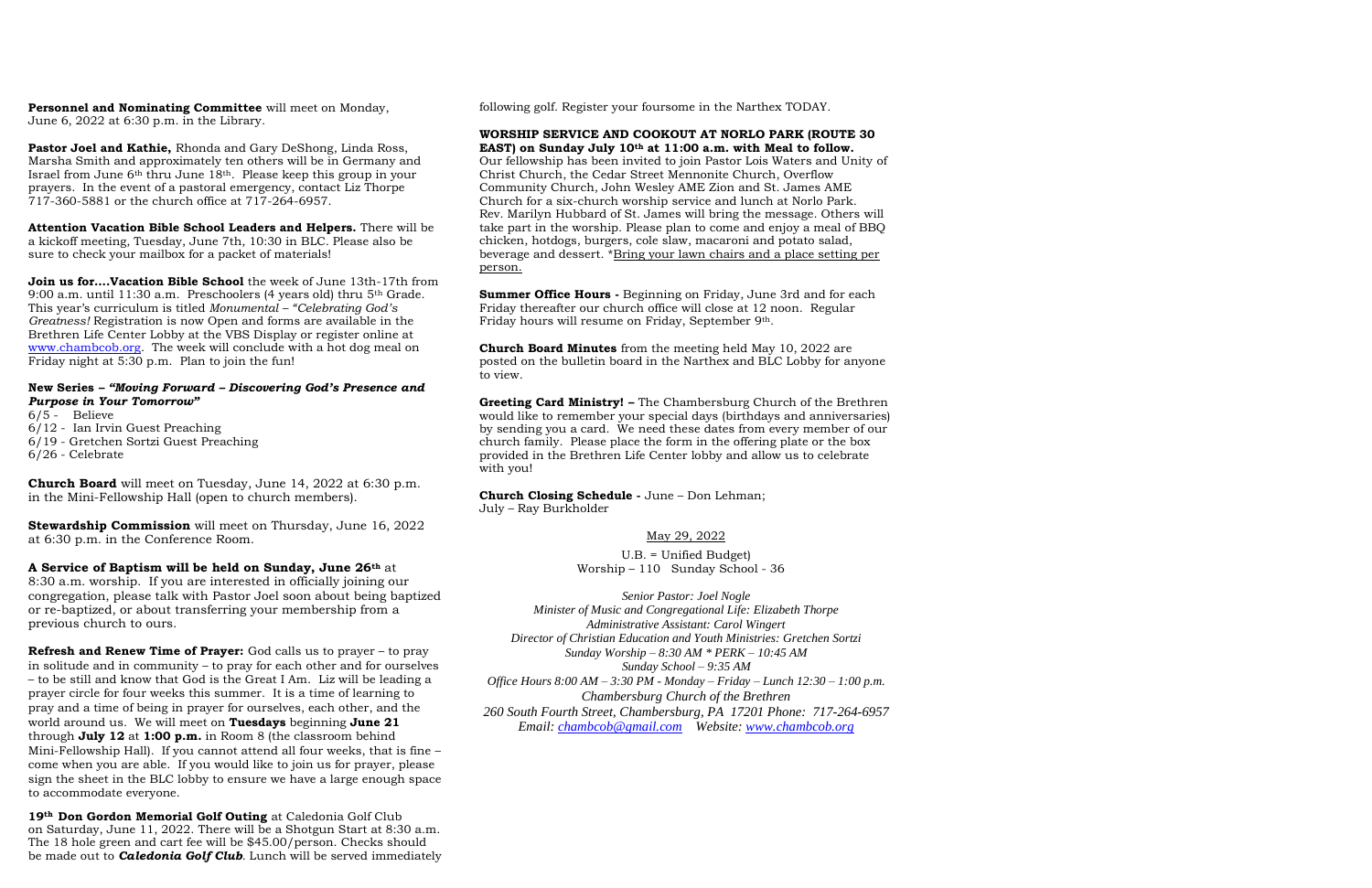**Personnel and Nominating Committee** will meet on Monday, June 6, 2022 at 6:30 p.m. in the Library.

**Pastor Joel and Kathie,** Rhonda and Gary DeShong, Linda Ross, Marsha Smith and approximately ten others will be in Germany and Israel from June 6th thru June 18th. Please keep this group in your prayers. In the event of a pastoral emergency, contact Liz Thorpe 717-360-5881 or the church office at 717-264-6957.

**Attention Vacation Bible School Leaders and Helpers.** There will be a kickoff meeting, Tuesday, June 7th, 10:30 in BLC. Please also be sure to check your mailbox for a packet of materials!

**Join us for....Vacation Bible School** the week of June 13th-17th from 9:00 a.m. until 11:30 a.m. Preschoolers (4 years old) thru 5th Grade. This year's curriculum is titled *Monumental – "Celebrating God's Greatness!* Registration is now Open and forms are available in the Brethren Life Center Lobby at the VBS Display or register online at www.chambcob.org. The week will conclude with a hot dog meal on Friday night at 5:30 p.m. Plan to join the fun!

**New Series – *"Moving Forward – Discovering God's Presence and Purpose in Your Tomorrow"***

6/5 - Believe
6/12 - Ian Irvin Guest Preaching
6/19 - Gretchen Sortzi Guest Preaching
6/26 - Celebrate

**Church Board** will meet on Tuesday, June 14, 2022 at 6:30 p.m. in the Mini-Fellowship Hall (open to church members).

**Stewardship Commission** will meet on Thursday, June 16, 2022 at 6:30 p.m. in the Conference Room.

**A Service of Baptism will be held on Sunday, June 26th** at 8:30 a.m. worship. If you are interested in officially joining our congregation, please talk with Pastor Joel soon about being baptized or re-baptized, or about transferring your membership from a previous church to ours.

**Refresh and Renew Time of Prayer:** God calls us to prayer – to pray in solitude and in community – to pray for each other and for ourselves – to be still and know that God is the Great I Am. Liz will be leading a prayer circle for four weeks this summer. It is a time of learning to pray and a time of being in prayer for ourselves, each other, and the world around us. We will meet on **Tuesdays** beginning **June 21** through **July 12** at **1:00 p.m.** in Room 8 (the classroom behind Mini-Fellowship Hall). If you cannot attend all four weeks, that is fine – come when you are able. If you would like to join us for prayer, please sign the sheet in the BLC lobby to ensure we have a large enough space to accommodate everyone.

**19th Don Gordon Memorial Golf Outing** at Caledonia Golf Club on Saturday, June 11, 2022. There will be a Shotgun Start at 8:30 a.m. The 18 hole green and cart fee will be $45.00/person. Checks should be made out to ***Caledonia Golf Club***. Lunch will be served immediately following golf. Register your foursome in the Narthex TODAY.

**WORSHIP SERVICE AND COOKOUT AT NORLO PARK (ROUTE 30 EAST) on Sunday July 10th at 11:00 a.m. with Meal to follow.** Our fellowship has been invited to join Pastor Lois Waters and Unity of Christ Church, the Cedar Street Mennonite Church, Overflow Community Church, John Wesley AME Zion and St. James AME Church for a six-church worship service and lunch at Norlo Park. Rev. Marilyn Hubbard of St. James will bring the message. Others will take part in the worship. Please plan to come and enjoy a meal of BBQ chicken, hotdogs, burgers, cole slaw, macaroni and potato salad, beverage and dessert. *Bring your lawn chairs and a place setting per person.

**Summer Office Hours -** Beginning on Friday, June 3rd and for each Friday thereafter our church office will close at 12 noon. Regular Friday hours will resume on Friday, September 9th.

**Church Board Minutes** from the meeting held May 10, 2022 are posted on the bulletin board in the Narthex and BLC Lobby for anyone to view.

**Greeting Card Ministry! –** The Chambersburg Church of the Brethren would like to remember your special days (birthdays and anniversaries) by sending you a card. We need these dates from every member of our church family. Please place the form in the offering plate or the box provided in the Brethren Life Center lobby and allow us to celebrate with you!

**Church Closing Schedule -** June – Don Lehman;
July – Ray Burkholder

May 29, 2022

U.B. = Unified Budget)
Worship – 110 Sunday School - 36

*Senior Pastor: Joel Nogle*
*Minister of Music and Congregational Life: Elizabeth Thorpe*
*Administrative Assistant: Carol Wingert*
*Director of Christian Education and Youth Ministries: Gretchen Sortzi*
*Sunday Worship – 8:30 AM * PERK – 10:45 AM*
*Sunday School – 9:35 AM*
*Office Hours 8:00 AM – 3:30 PM - Monday – Friday – Lunch 12:30 – 1:00 p.m.*
*Chambersburg Church of the Brethren*
*260 South Fourth Street, Chambersburg, PA 17201 Phone: 717-264-6957*
*Email: chambcob@gmail.com Website: www.chambcob.org*